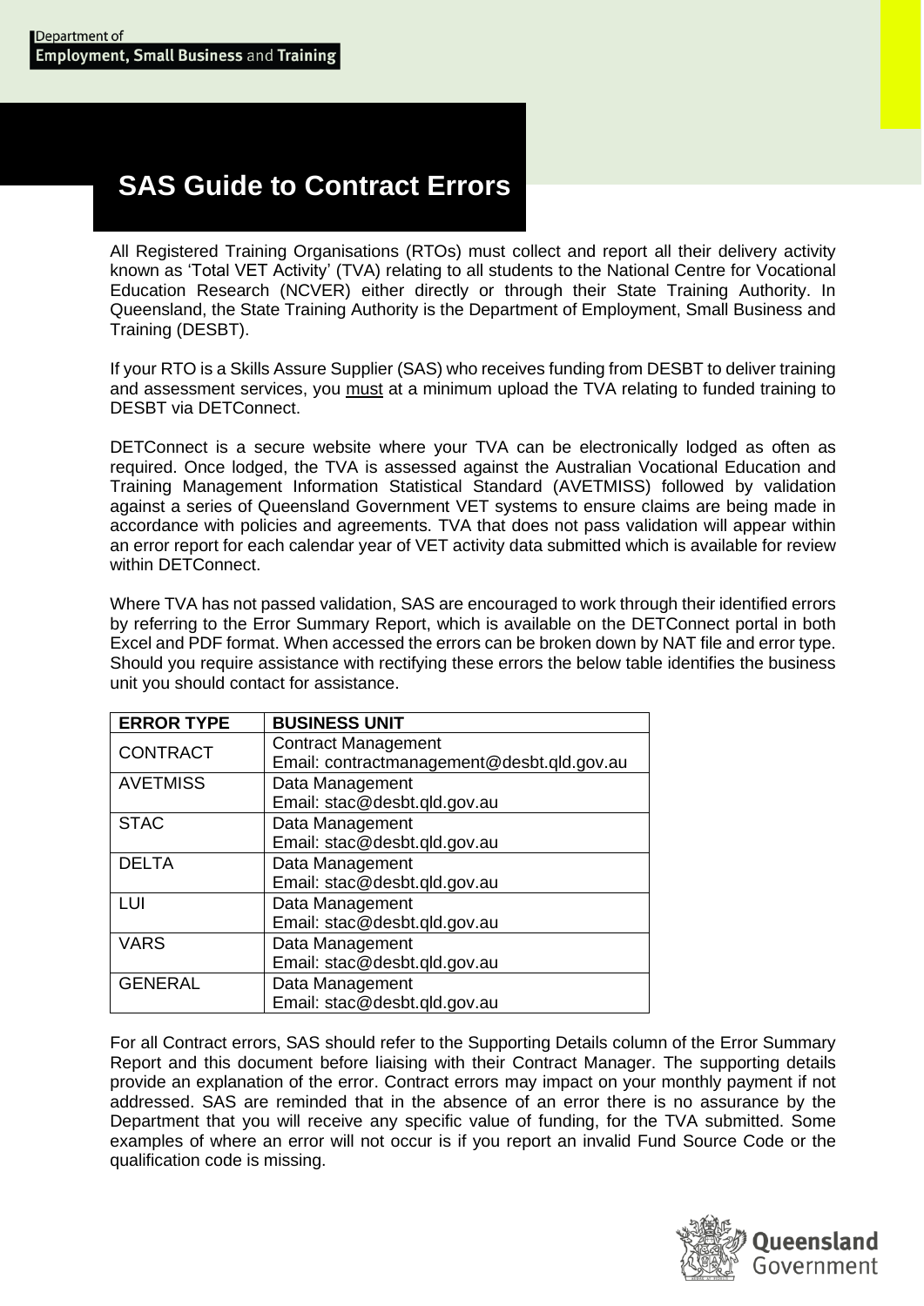Department of
**Employment, Small Business and Training**

# SAS Guide to Contract Errors

All Registered Training Organisations (RTOs) must collect and report all their delivery activity known as 'Total VET Activity' (TVA) relating to all students to the National Centre for Vocational Education Research (NCVER) either directly or through their State Training Authority. In Queensland, the State Training Authority is the Department of Employment, Small Business and Training (DESBT).

If your RTO is a Skills Assure Supplier (SAS) who receives funding from DESBT to deliver training and assessment services, you must at a minimum upload the TVA relating to funded training to DESBT via DETConnect.

DETConnect is a secure website where your TVA can be electronically lodged as often as required. Once lodged, the TVA is assessed against the Australian Vocational Education and Training Management Information Statistical Standard (AVETMISS) followed by validation against a series of Queensland Government VET systems to ensure claims are being made in accordance with policies and agreements. TVA that does not pass validation will appear within an error report for each calendar year of VET activity data submitted which is available for review within DETConnect.

Where TVA has not passed validation, SAS are encouraged to work through their identified errors by referring to the Error Summary Report, which is available on the DETConnect portal in both Excel and PDF format. When accessed the errors can be broken down by NAT file and error type. Should you require assistance with rectifying these errors the below table identifies the business unit you should contact for assistance.

| ERROR TYPE | BUSINESS UNIT |
| --- | --- |
| CONTRACT | Contract Management<br>Email: contractmanagement@desbt.qld.gov.au |
| AVETMISS | Data Management<br>Email: stac@desbt.qld.gov.au |
| STAC | Data Management<br>Email: stac@desbt.qld.gov.au |
| DELTA | Data Management<br>Email: stac@desbt.qld.gov.au |
| LUI | Data Management<br>Email: stac@desbt.qld.gov.au |
| VARS | Data Management<br>Email: stac@desbt.qld.gov.au |
| GENERAL | Data Management<br>Email: stac@desbt.qld.gov.au |

For all Contract errors, SAS should refer to the Supporting Details column of the Error Summary Report and this document before liaising with their Contract Manager. The supporting details provide an explanation of the error. Contract errors may impact on your monthly payment if not addressed. SAS are reminded that in the absence of an error there is no assurance by the Department that you will receive any specific value of funding, for the TVA submitted. Some examples of where an error will not occur is if you report an invalid Fund Source Code or the qualification code is missing.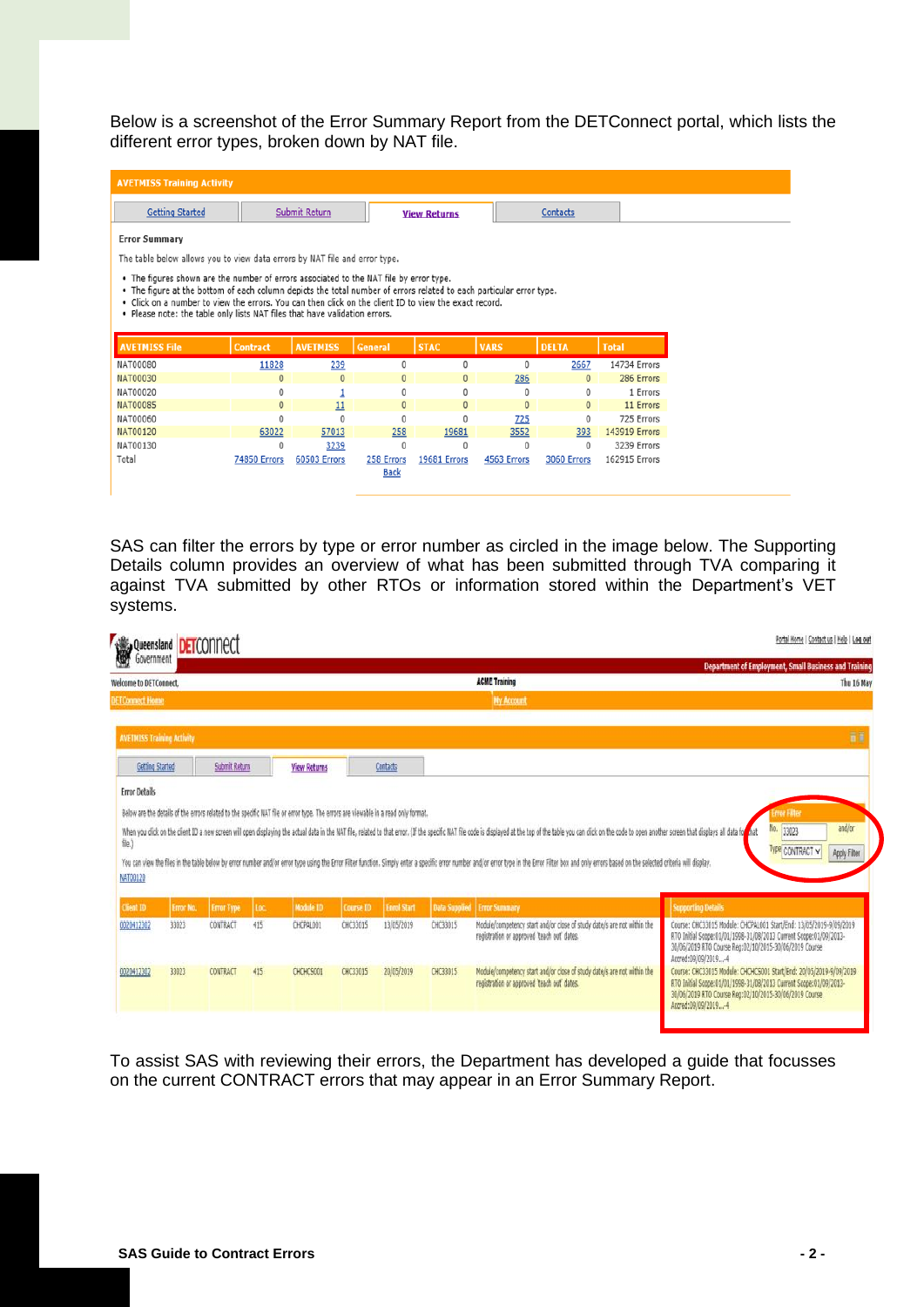Below is a screenshot of the Error Summary Report from the DETConnect portal, which lists the different error types, broken down by NAT file.

**AVETMISS Training Activity**

Getting Started | Submit Return | View Returns | Contacts

Error Summary

The table below allows you to view data errors by NAT file and error type.

- The figures shown are the number of errors associated to the NAT file by error type.
- The figure at the bottom of each column depicts the total number of errors related to each particular error type.
- Click on a number to view the errors. You can then click on the client ID to view the exact record.
- Please note: the table only lists NAT files that have validation errors.

| AVETMISS File | Contract | AVETMISS | General | STAC | VARS | DELTA | Total |
|---|---|---|---|---|---|---|---|
| NAT00080 | 11828 | 239 | 0 | 0 | 0 | 2667 | 14734 Errors |
| NAT00030 | 0 | 0 | 0 | 0 | 286 | 0 | 286 Errors |
| NAT00020 | 0 | 1 | 0 | 0 | 0 | 0 | 1 Errors |
| NAT00085 | 0 | 11 | 0 | 0 | 0 | 0 | 11 Errors |
| NAT00060 | 0 | 0 | 0 | 0 | 725 | 0 | 725 Errors |
| NAT00120 | 63022 | 57013 | 258 | 19681 | 3552 | 393 | 143919 Errors |
| NAT00130 | 0 | 3239 | 0 | 0 | 0 | 0 | 3239 Errors |
| Total | 74850 Errors | 60503 Errors | 258 Errors | 19681 Errors | 4563 Errors | 3060 Errors | 162915 Errors |

Back

SAS can filter the errors by type or error number as circled in the image below. The Supporting Details column provides an overview of what has been submitted through TVA comparing it against TVA submitted by other RTOs or information stored within the Department's VET systems.

Queensland Government DETConnect — Portal Home | Contact us | Help | Log out

Department of Employment, Small Business and Training

Welcome to DETConnect, ACME Training — Thu 16 May

DETConnect Home | My Account

**AVETMISS Training Activity**

Getting Started | Submit Return | View Returns | Contacts

Error Details

Below are the details of the errors related to the specific NAT file or error type. The errors are viewable in a read only format.

When you click on the client ID a new screen will open displaying the actual data in the NAT file, related to that error. (If the specific NAT file code is displayed at the top of the table you can click on the code to open another screen that displays all data for that file.)

You can view the files in the table below by error number and/or error type using the Error Filter function. Simply enter a specific error number and/or error type in the Error Filter box and only errors based on the selected criteria will display.

Error Filter: No. 33023 and/or Type CONTRACT — Apply Filter

NAT00120

| Client ID | Error No. | Error Type | Loc. | Module ID | Course ID | Enrol Start | Data Supplied | Error Summary | Supporting Details |
|---|---|---|---|---|---|---|---|---|---|
| 0020412302 | 33023 | CONTRACT | 415 | CHCPAL001 | CHC33015 | 13/05/2019 | CHC33015 | Module/competency start and/or close of study date/s are not within the registration or approved 'teach out' dates. | Course: CHC33015 Module: CHCPAL001 Start/End: 13/05/2019-9/09/2019 RTO Initial Scope:01/01/1998-31/08/2013 Current Scope:01/09/2013-30/06/2019 RTO Course Reg:02/10/2015-30/06/2019 Course Accred:09/09/2019....4 |
| 0020412302 | 33023 | CONTRACT | 415 | CHCHCS001 | CHC33015 | 20/05/2019 | CHC33015 | Module/competency start and/or close of study date/s are not within the registration or approved 'teach out' dates. | Course: CHC33015 Module: CHCHCS001 Start/End: 20/05/2019-9/09/2019 RTO Initial Scope:01/01/1998-31/08/2013 Current Scope:01/09/2013-30/06/2019 RTO Course Reg:02/10/2015-30/06/2019 Course Accred:09/09/2019....4 |

To assist SAS with reviewing their errors, the Department has developed a guide that focusses on the current CONTRACT errors that may appear in an Error Summary Report.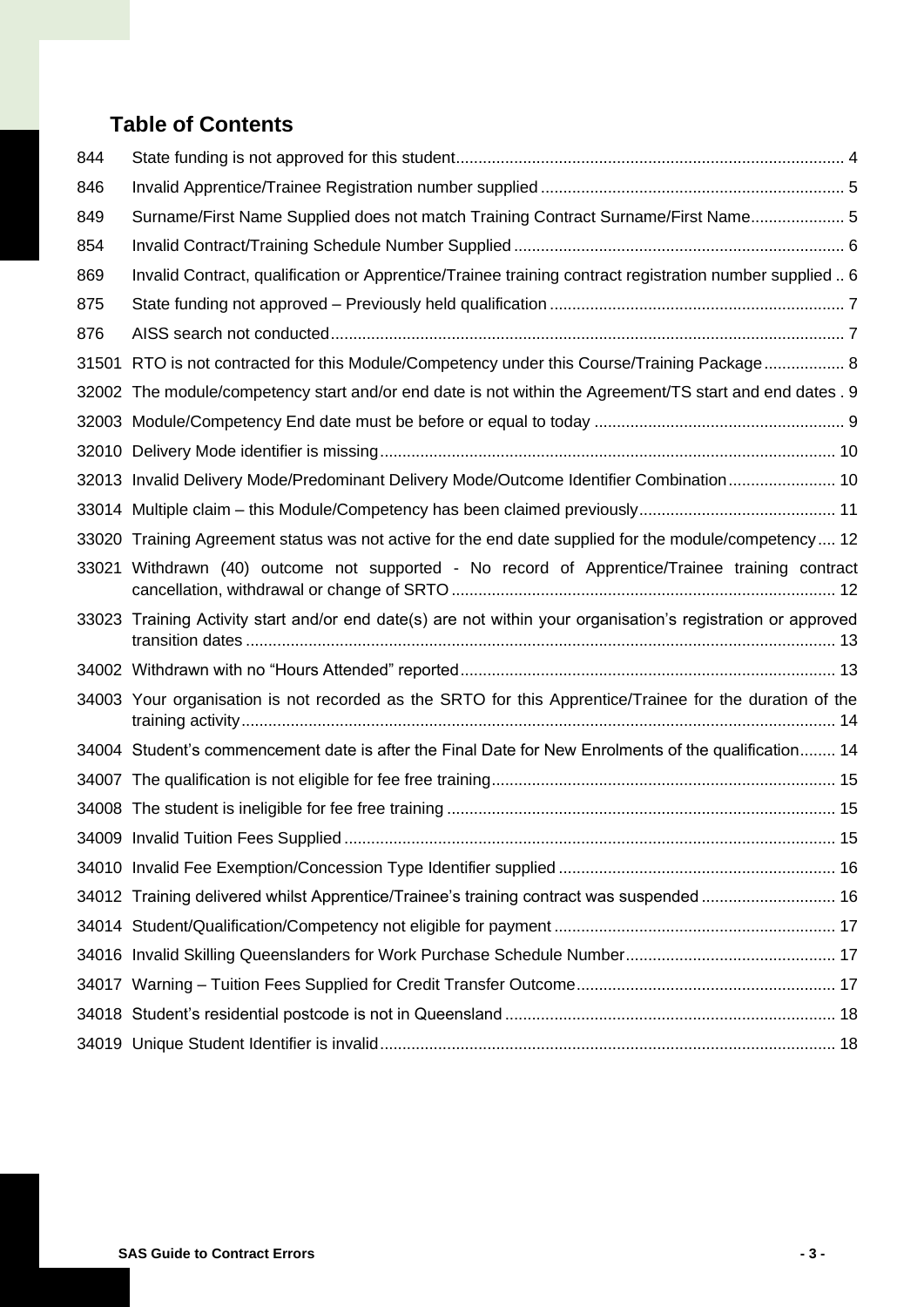# Table of Contents

| | | |
|---|---|---|
| 844 | State funding is not approved for this student | 4 |
| 846 | Invalid Apprentice/Trainee Registration number supplied | 5 |
| 849 | Surname/First Name Supplied does not match Training Contract Surname/First Name | 5 |
| 854 | Invalid Contract/Training Schedule Number Supplied | 6 |
| 869 | Invalid Contract, qualification or Apprentice/Trainee training contract registration number supplied | 6 |
| 875 | State funding not approved – Previously held qualification | 7 |
| 876 | AISS search not conducted | 7 |
| 31501 | RTO is not contracted for this Module/Competency under this Course/Training Package | 8 |
| 32002 | The module/competency start and/or end date is not within the Agreement/TS start and end dates | 9 |
| 32003 | Module/Competency End date must be before or equal to today | 9 |
| 32010 | Delivery Mode identifier is missing | 10 |
| 32013 | Invalid Delivery Mode/Predominant Delivery Mode/Outcome Identifier Combination | 10 |
| 33014 | Multiple claim – this Module/Competency has been claimed previously | 11 |
| 33020 | Training Agreement status was not active for the end date supplied for the module/competency | 12 |
| 33021 | Withdrawn (40) outcome not supported - No record of Apprentice/Trainee training contract cancellation, withdrawal or change of SRTO | 12 |
| 33023 | Training Activity start and/or end date(s) are not within your organisation's registration or approved transition dates | 13 |
| 34002 | Withdrawn with no "Hours Attended" reported | 13 |
| 34003 | Your organisation is not recorded as the SRTO for this Apprentice/Trainee for the duration of the training activity | 14 |
| 34004 | Student's commencement date is after the Final Date for New Enrolments of the qualification | 14 |
| 34007 | The qualification is not eligible for fee free training | 15 |
| 34008 | The student is ineligible for fee free training | 15 |
| 34009 | Invalid Tuition Fees Supplied | 15 |
| 34010 | Invalid Fee Exemption/Concession Type Identifier supplied | 16 |
| 34012 | Training delivered whilst Apprentice/Trainee's training contract was suspended | 16 |
| 34014 | Student/Qualification/Competency not eligible for payment | 17 |
| 34016 | Invalid Skilling Queenslanders for Work Purchase Schedule Number | 17 |
| 34017 | Warning – Tuition Fees Supplied for Credit Transfer Outcome | 17 |
| 34018 | Student's residential postcode is not in Queensland | 18 |
| 34019 | Unique Student Identifier is invalid | 18 |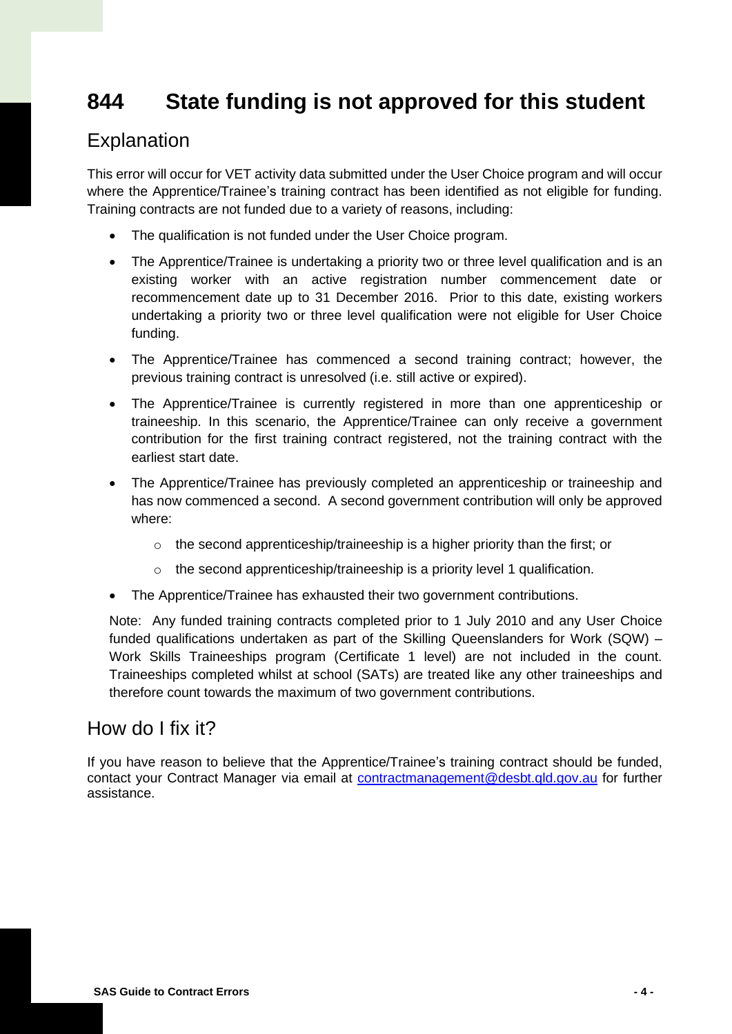# 844 State funding is not approved for this student

## Explanation

This error will occur for VET activity data submitted under the User Choice program and will occur where the Apprentice/Trainee's training contract has been identified as not eligible for funding. Training contracts are not funded due to a variety of reasons, including:

- The qualification is not funded under the User Choice program.
- The Apprentice/Trainee is undertaking a priority two or three level qualification and is an existing worker with an active registration number commencement date or recommencement date up to 31 December 2016. Prior to this date, existing workers undertaking a priority two or three level qualification were not eligible for User Choice funding.
- The Apprentice/Trainee has commenced a second training contract; however, the previous training contract is unresolved (i.e. still active or expired).
- The Apprentice/Trainee is currently registered in more than one apprenticeship or traineeship. In this scenario, the Apprentice/Trainee can only receive a government contribution for the first training contract registered, not the training contract with the earliest start date.
- The Apprentice/Trainee has previously completed an apprenticeship or traineeship and has now commenced a second. A second government contribution will only be approved where:
  - the second apprenticeship/traineeship is a higher priority than the first; or
  - the second apprenticeship/traineeship is a priority level 1 qualification.
- The Apprentice/Trainee has exhausted their two government contributions.

Note: Any funded training contracts completed prior to 1 July 2010 and any User Choice funded qualifications undertaken as part of the Skilling Queenslanders for Work (SQW) – Work Skills Traineeships program (Certificate 1 level) are not included in the count. Traineeships completed whilst at school (SATs) are treated like any other traineeships and therefore count towards the maximum of two government contributions.

## How do I fix it?

If you have reason to believe that the Apprentice/Trainee's training contract should be funded, contact your Contract Manager via email at contractmanagement@desbt.qld.gov.au for further assistance.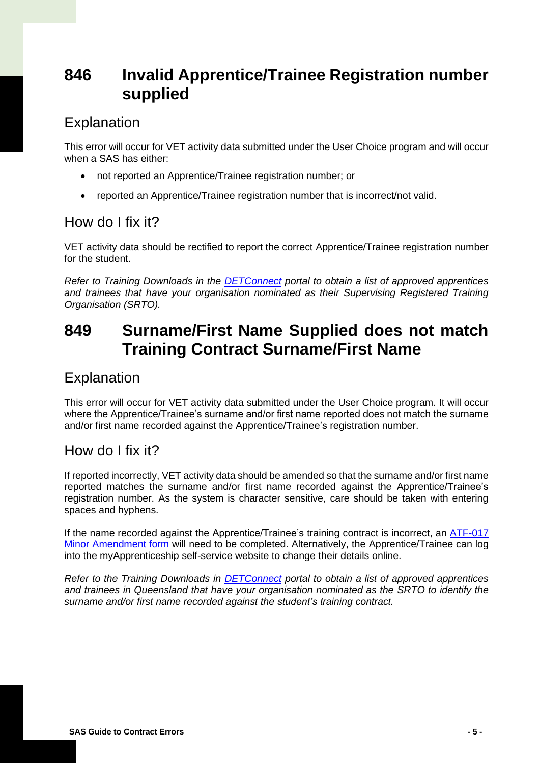# 846 Invalid Apprentice/Trainee Registration number supplied

## Explanation

This error will occur for VET activity data submitted under the User Choice program and will occur when a SAS has either:

- not reported an Apprentice/Trainee registration number; or
- reported an Apprentice/Trainee registration number that is incorrect/not valid.

## How do I fix it?

VET activity data should be rectified to report the correct Apprentice/Trainee registration number for the student.

*Refer to Training Downloads in the [DETConnect](DETConnect) portal to obtain a list of approved apprentices and trainees that have your organisation nominated as their Supervising Registered Training Organisation (SRTO).*

# 849 Surname/First Name Supplied does not match Training Contract Surname/First Name

## Explanation

This error will occur for VET activity data submitted under the User Choice program. It will occur where the Apprentice/Trainee's surname and/or first name reported does not match the surname and/or first name recorded against the Apprentice/Trainee's registration number.

## How do I fix it?

If reported incorrectly, VET activity data should be amended so that the surname and/or first name reported matches the surname and/or first name recorded against the Apprentice/Trainee's registration number. As the system is character sensitive, care should be taken with entering spaces and hyphens.

If the name recorded against the Apprentice/Trainee's training contract is incorrect, an [ATF-017 Minor Amendment form](ATF-017 Minor Amendment form) will need to be completed. Alternatively, the Apprentice/Trainee can log into the myApprenticeship self-service website to change their details online.

*Refer to the Training Downloads in [DETConnect](DETConnect) portal to obtain a list of approved apprentices and trainees in Queensland that have your organisation nominated as the SRTO to identify the surname and/or first name recorded against the student's training contract.*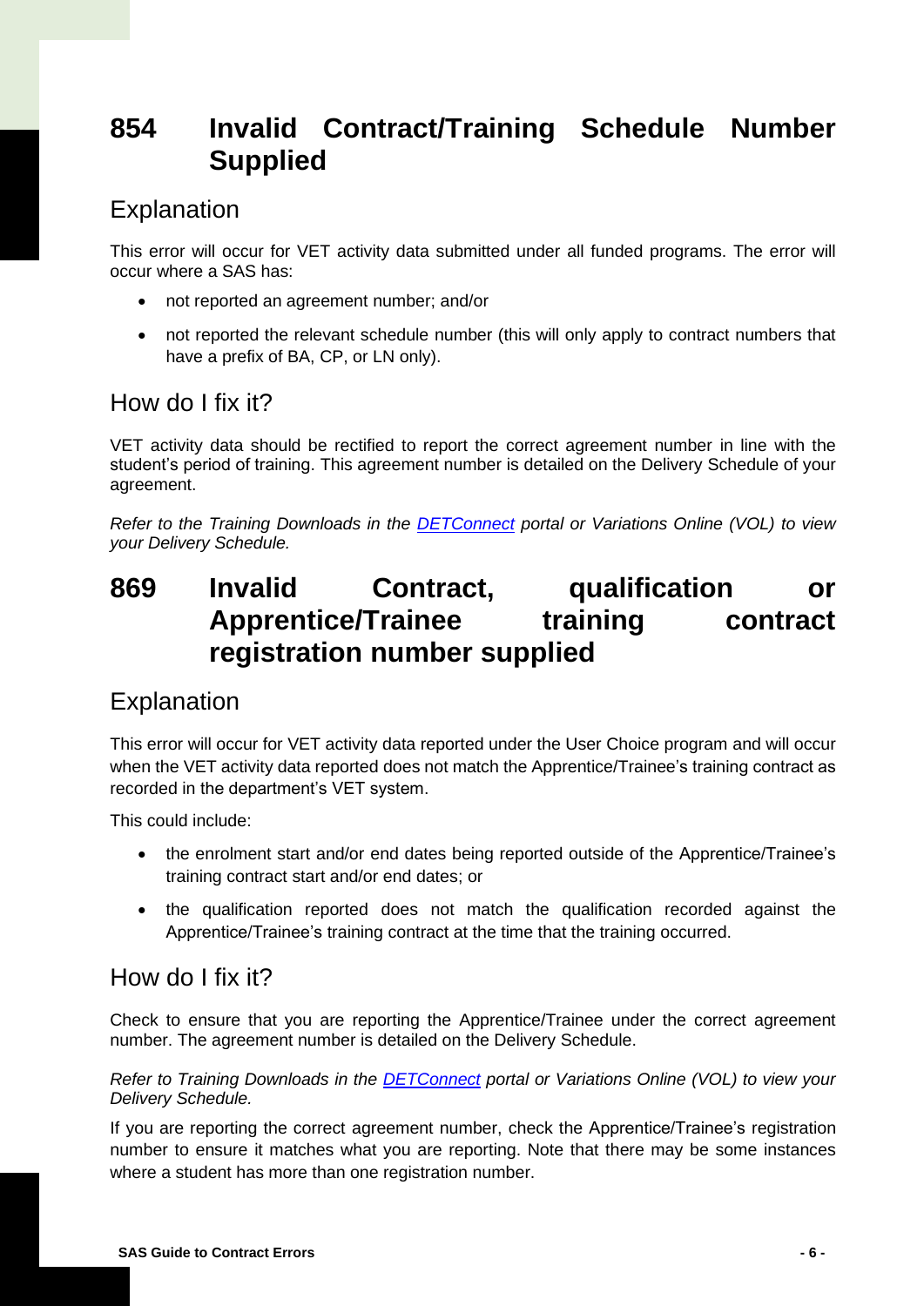# 854 Invalid Contract/Training Schedule Number Supplied

## Explanation

This error will occur for VET activity data submitted under all funded programs. The error will occur where a SAS has:

- not reported an agreement number; and/or
- not reported the relevant schedule number (this will only apply to contract numbers that have a prefix of BA, CP, or LN only).

## How do I fix it?

VET activity data should be rectified to report the correct agreement number in line with the student's period of training. This agreement number is detailed on the Delivery Schedule of your agreement.

*Refer to the Training Downloads in the DETConnect portal or Variations Online (VOL) to view your Delivery Schedule.*

# 869 Invalid Contract, qualification or Apprentice/Trainee training contract registration number supplied

## Explanation

This error will occur for VET activity data reported under the User Choice program and will occur when the VET activity data reported does not match the Apprentice/Trainee's training contract as recorded in the department's VET system.

This could include:

- the enrolment start and/or end dates being reported outside of the Apprentice/Trainee's training contract start and/or end dates; or
- the qualification reported does not match the qualification recorded against the Apprentice/Trainee's training contract at the time that the training occurred.

## How do I fix it?

Check to ensure that you are reporting the Apprentice/Trainee under the correct agreement number. The agreement number is detailed on the Delivery Schedule.

*Refer to Training Downloads in the DETConnect portal or Variations Online (VOL) to view your Delivery Schedule.*

If you are reporting the correct agreement number, check the Apprentice/Trainee's registration number to ensure it matches what you are reporting. Note that there may be some instances where a student has more than one registration number.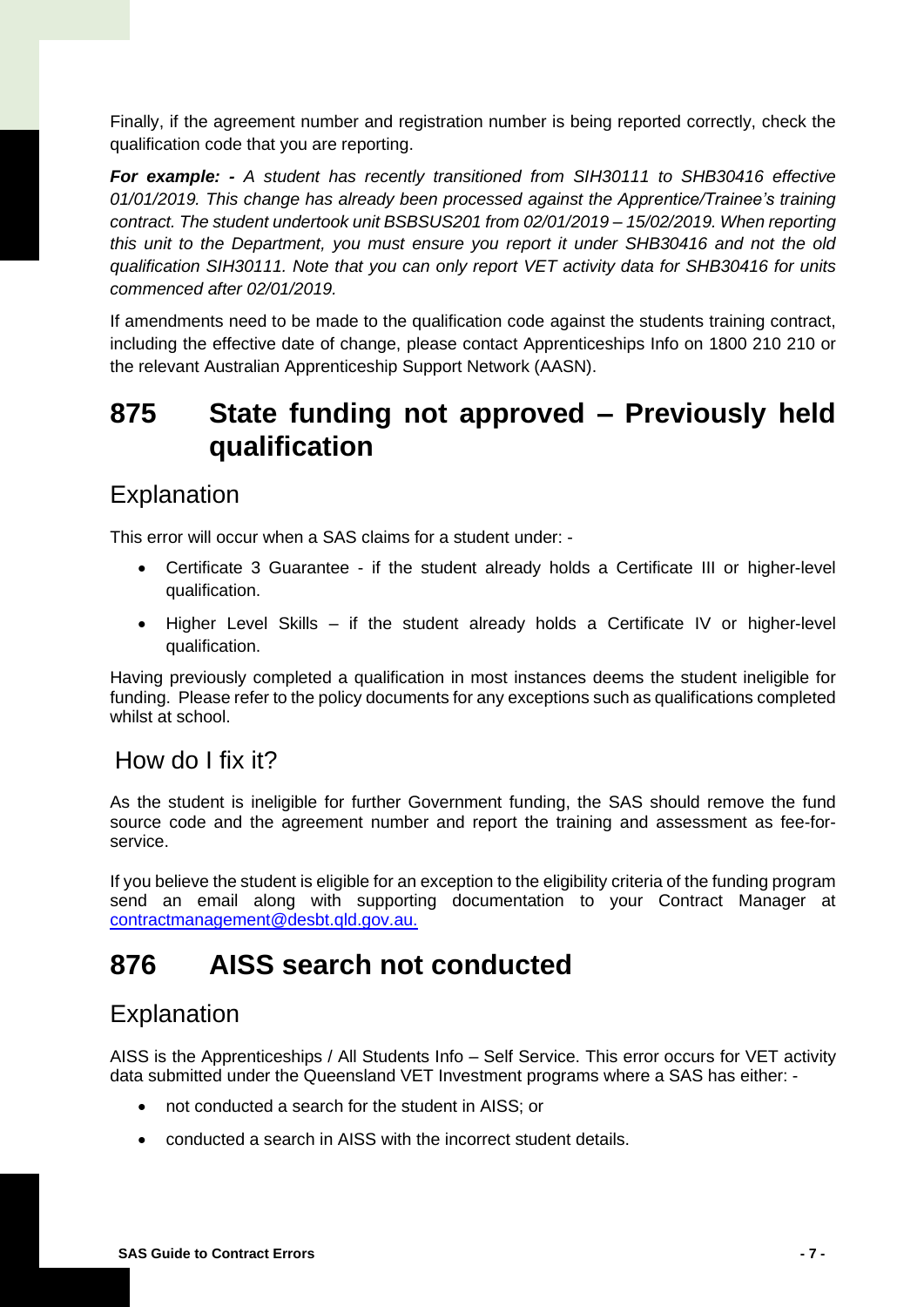Finally, if the agreement number and registration number is being reported correctly, check the qualification code that you are reporting.

***For example: -*** *A student has recently transitioned from SIH30111 to SHB30416 effective 01/01/2019. This change has already been processed against the Apprentice/Trainee's training contract. The student undertook unit BSBSUS201 from 02/01/2019 – 15/02/2019. When reporting this unit to the Department, you must ensure you report it under SHB30416 and not the old qualification SIH30111. Note that you can only report VET activity data for SHB30416 for units commenced after 02/01/2019.*

If amendments need to be made to the qualification code against the students training contract, including the effective date of change, please contact Apprenticeships Info on 1800 210 210 or the relevant Australian Apprenticeship Support Network (AASN).

# 875 State funding not approved – Previously held qualification

## Explanation

This error will occur when a SAS claims for a student under: -

- Certificate 3 Guarantee - if the student already holds a Certificate III or higher-level qualification.
- Higher Level Skills – if the student already holds a Certificate IV or higher-level qualification.

Having previously completed a qualification in most instances deems the student ineligible for funding. Please refer to the policy documents for any exceptions such as qualifications completed whilst at school.

## How do I fix it?

As the student is ineligible for further Government funding, the SAS should remove the fund source code and the agreement number and report the training and assessment as fee-for-service.

If you believe the student is eligible for an exception to the eligibility criteria of the funding program send an email along with supporting documentation to your Contract Manager at contractmanagement@desbt.qld.gov.au.

# 876 AISS search not conducted

## Explanation

AISS is the Apprenticeships / All Students Info – Self Service. This error occurs for VET activity data submitted under the Queensland VET Investment programs where a SAS has either: -

- not conducted a search for the student in AISS; or
- conducted a search in AISS with the incorrect student details.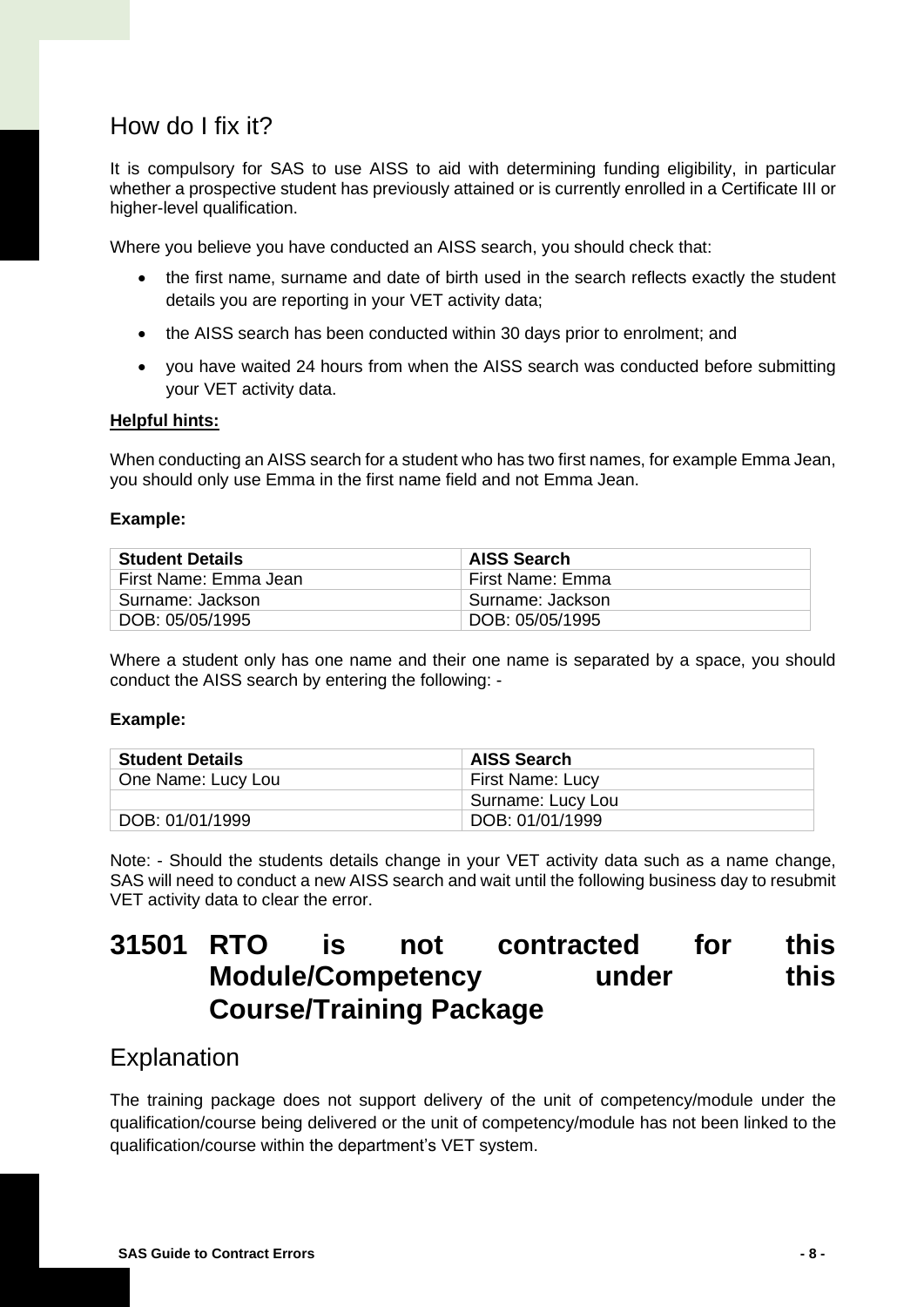## How do I fix it?

It is compulsory for SAS to use AISS to aid with determining funding eligibility, in particular whether a prospective student has previously attained or is currently enrolled in a Certificate III or higher-level qualification.

Where you believe you have conducted an AISS search, you should check that:

- the first name, surname and date of birth used in the search reflects exactly the student details you are reporting in your VET activity data;
- the AISS search has been conducted within 30 days prior to enrolment; and
- you have waited 24 hours from when the AISS search was conducted before submitting your VET activity data.

**Helpful hints:**

When conducting an AISS search for a student who has two first names, for example Emma Jean, you should only use Emma in the first name field and not Emma Jean.

**Example:**

| Student Details | AISS Search |
|---|---|
| First Name: Emma Jean | First Name: Emma |
| Surname: Jackson | Surname: Jackson |
| DOB: 05/05/1995 | DOB: 05/05/1995 |

Where a student only has one name and their one name is separated by a space, you should conduct the AISS search by entering the following: -

**Example:**

| Student Details | AISS Search |
|---|---|
| One Name: Lucy Lou | First Name: Lucy |
| | Surname: Lucy Lou |
| DOB: 01/01/1999 | DOB: 01/01/1999 |

Note: - Should the students details change in your VET activity data such as a name change, SAS will need to conduct a new AISS search and wait until the following business day to resubmit VET activity data to clear the error.

# 31501 RTO is not contracted for this Module/Competency under this Course/Training Package

## Explanation

The training package does not support delivery of the unit of competency/module under the qualification/course being delivered or the unit of competency/module has not been linked to the qualification/course within the department's VET system.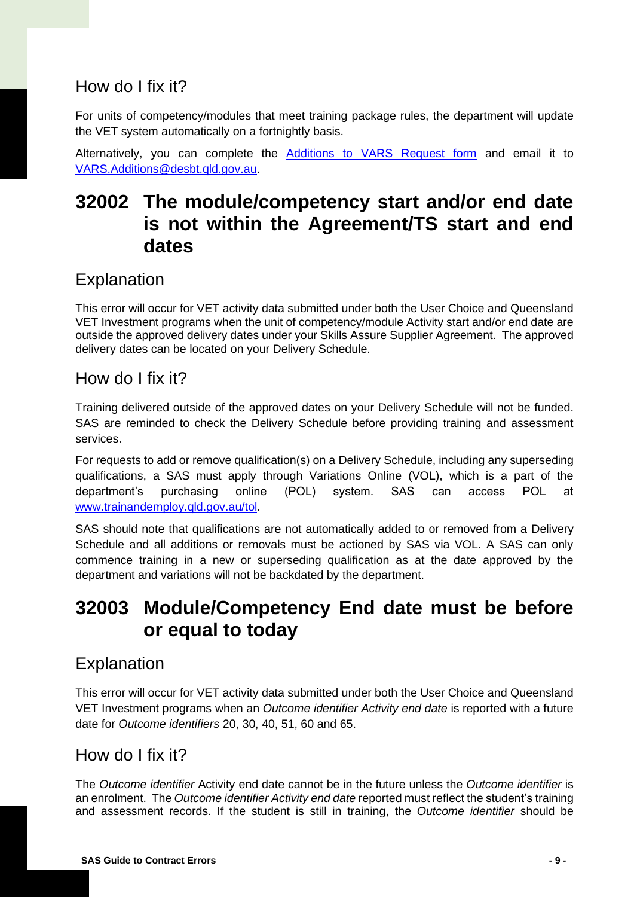### How do I fix it?

For units of competency/modules that meet training package rules, the department will update the VET system automatically on a fortnightly basis.

Alternatively, you can complete the [Additions to VARS Request form](#) and email it to [VARS.Additions@desbt.qld.gov.au](mailto:VARS.Additions@desbt.qld.gov.au).

## 32002 The module/competency start and/or end date is not within the Agreement/TS start and end dates

### Explanation

This error will occur for VET activity data submitted under both the User Choice and Queensland VET Investment programs when the unit of competency/module Activity start and/or end date are outside the approved delivery dates under your Skills Assure Supplier Agreement. The approved delivery dates can be located on your Delivery Schedule.

### How do I fix it?

Training delivered outside of the approved dates on your Delivery Schedule will not be funded. SAS are reminded to check the Delivery Schedule before providing training and assessment services.

For requests to add or remove qualification(s) on a Delivery Schedule, including any superseding qualifications, a SAS must apply through Variations Online (VOL), which is a part of the department's purchasing online (POL) system. SAS can access POL at [www.trainandemploy.qld.gov.au/tol](http://www.trainandemploy.qld.gov.au/tol).

SAS should note that qualifications are not automatically added to or removed from a Delivery Schedule and all additions or removals must be actioned by SAS via VOL. A SAS can only commence training in a new or superseding qualification as at the date approved by the department and variations will not be backdated by the department.

## 32003 Module/Competency End date must be before or equal to today

### Explanation

This error will occur for VET activity data submitted under both the User Choice and Queensland VET Investment programs when an *Outcome identifier Activity end date* is reported with a future date for *Outcome identifiers* 20, 30, 40, 51, 60 and 65.

### How do I fix it?

The *Outcome identifier* Activity end date cannot be in the future unless the *Outcome identifier* is an enrolment. The *Outcome identifier Activity end date* reported must reflect the student's training and assessment records. If the student is still in training, the *Outcome identifier* should be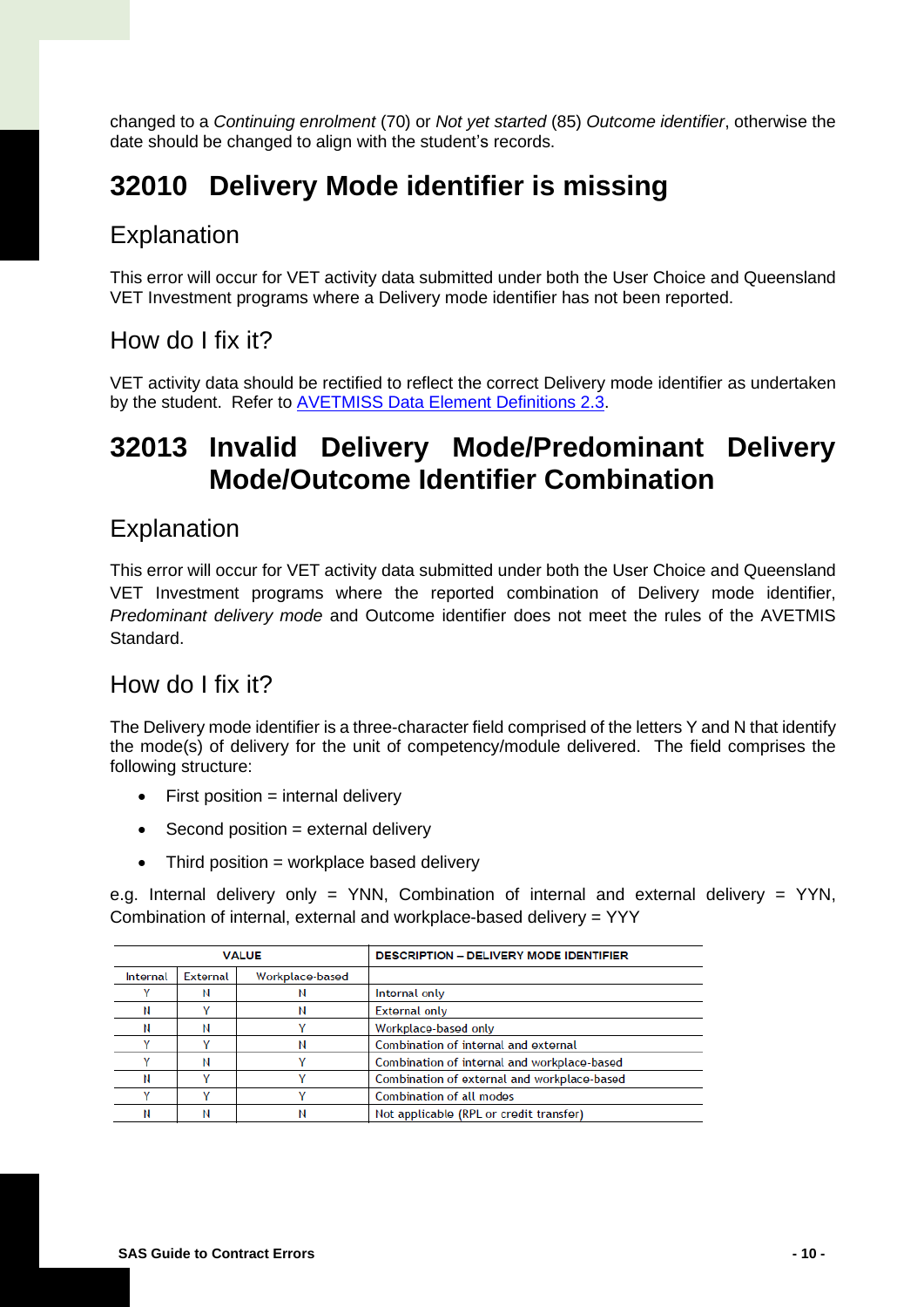changed to a *Continuing enrolment* (70) or *Not yet started* (85) *Outcome identifier*, otherwise the date should be changed to align with the student's records.

# 32010 Delivery Mode identifier is missing

## Explanation

This error will occur for VET activity data submitted under both the User Choice and Queensland VET Investment programs where a Delivery mode identifier has not been reported.

## How do I fix it?

VET activity data should be rectified to reflect the correct Delivery mode identifier as undertaken by the student. Refer to [AVETMISS Data Element Definitions 2.3](AVETMISS Data Element Definitions 2.3).

# 32013 Invalid Delivery Mode/Predominant Delivery Mode/Outcome Identifier Combination

## Explanation

This error will occur for VET activity data submitted under both the User Choice and Queensland VET Investment programs where the reported combination of Delivery mode identifier, *Predominant delivery mode* and Outcome identifier does not meet the rules of the AVETMIS Standard.

## How do I fix it?

The Delivery mode identifier is a three-character field comprised of the letters Y and N that identify the mode(s) of delivery for the unit of competency/module delivered. The field comprises the following structure:

- First position = internal delivery
- Second position = external delivery
- Third position = workplace based delivery

e.g. Internal delivery only = YNN, Combination of internal and external delivery = YYN, Combination of internal, external and workplace-based delivery = YYY

| VALUE | | | DESCRIPTION – DELIVERY MODE IDENTIFIER |
|---|---|---|---|
| Internal | External | Workplace-based | |
| Y | N | N | Internal only |
| N | Y | N | External only |
| N | N | Y | Workplace-based only |
| Y | Y | N | Combination of internal and external |
| Y | N | Y | Combination of internal and workplace-based |
| N | Y | Y | Combination of external and workplace-based |
| Y | Y | Y | Combination of all modes |
| N | N | N | Not applicable (RPL or credit transfer) |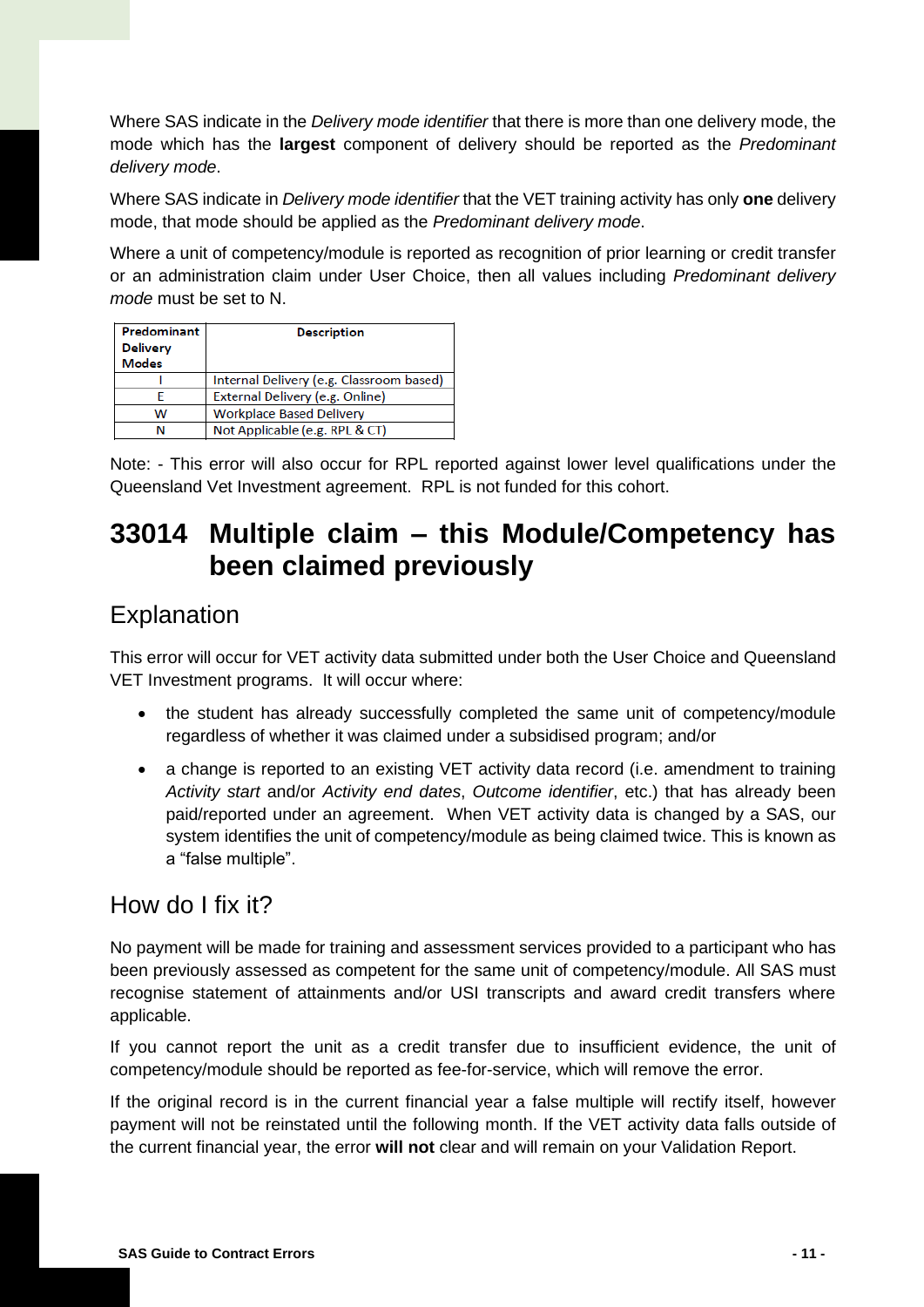Where SAS indicate in the *Delivery mode identifier* that there is more than one delivery mode, the mode which has the **largest** component of delivery should be reported as the *Predominant delivery mode*.

Where SAS indicate in *Delivery mode identifier* that the VET training activity has only **one** delivery mode, that mode should be applied as the *Predominant delivery mode*.

Where a unit of competency/module is reported as recognition of prior learning or credit transfer or an administration claim under User Choice, then all values including *Predominant delivery mode* must be set to N.

| Predominant Delivery Modes | Description |
|---|---|
| I | Internal Delivery (e.g. Classroom based) |
| E | External Delivery (e.g. Online) |
| W | Workplace Based Delivery |
| N | Not Applicable (e.g. RPL & CT) |

Note: - This error will also occur for RPL reported against lower level qualifications under the Queensland Vet Investment agreement. RPL is not funded for this cohort.

# 33014 Multiple claim – this Module/Competency has been claimed previously

## Explanation

This error will occur for VET activity data submitted under both the User Choice and Queensland VET Investment programs. It will occur where:

- the student has already successfully completed the same unit of competency/module regardless of whether it was claimed under a subsidised program; and/or
- a change is reported to an existing VET activity data record (i.e. amendment to training *Activity start* and/or *Activity end dates*, *Outcome identifier*, etc.) that has already been paid/reported under an agreement. When VET activity data is changed by a SAS, our system identifies the unit of competency/module as being claimed twice. This is known as a "false multiple".

## How do I fix it?

No payment will be made for training and assessment services provided to a participant who has been previously assessed as competent for the same unit of competency/module. All SAS must recognise statement of attainments and/or USI transcripts and award credit transfers where applicable.

If you cannot report the unit as a credit transfer due to insufficient evidence, the unit of competency/module should be reported as fee-for-service, which will remove the error.

If the original record is in the current financial year a false multiple will rectify itself, however payment will not be reinstated until the following month. If the VET activity data falls outside of the current financial year, the error **will not** clear and will remain on your Validation Report.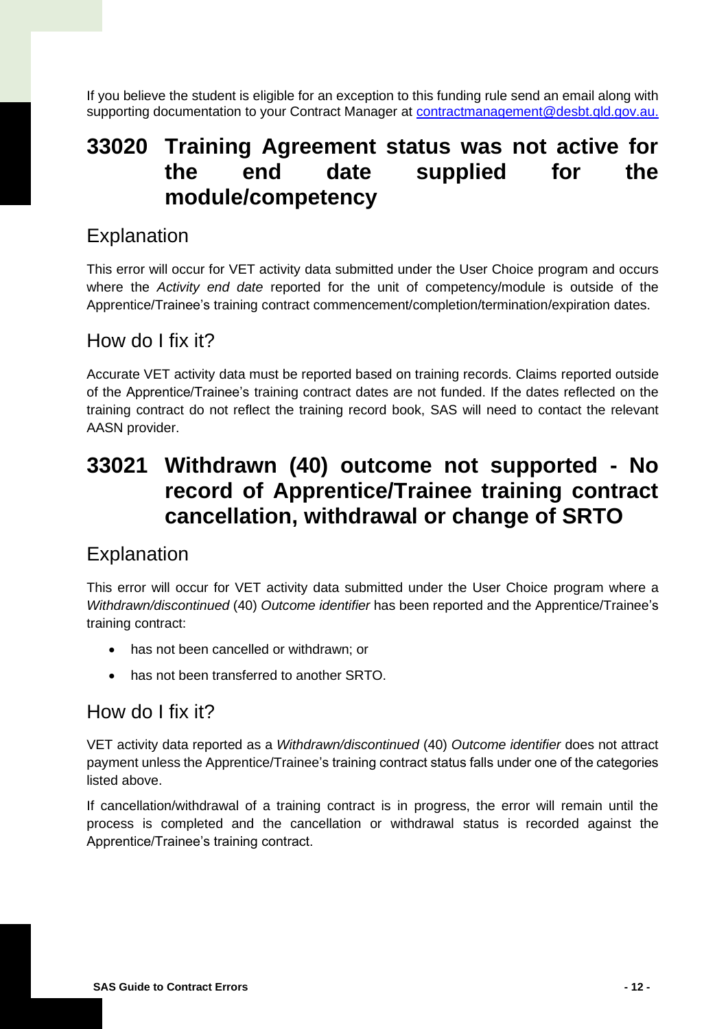If you believe the student is eligible for an exception to this funding rule send an email along with supporting documentation to your Contract Manager at [contractmanagement@desbt.qld.gov.au.](mailto:contractmanagement@desbt.qld.gov.au)

## 33020 Training Agreement status was not active for the end date supplied for the module/competency

### Explanation

This error will occur for VET activity data submitted under the User Choice program and occurs where the *Activity end date* reported for the unit of competency/module is outside of the Apprentice/Trainee's training contract commencement/completion/termination/expiration dates.

### How do I fix it?

Accurate VET activity data must be reported based on training records. Claims reported outside of the Apprentice/Trainee's training contract dates are not funded. If the dates reflected on the training contract do not reflect the training record book, SAS will need to contact the relevant AASN provider.

## 33021 Withdrawn (40) outcome not supported - No record of Apprentice/Trainee training contract cancellation, withdrawal or change of SRTO

### Explanation

This error will occur for VET activity data submitted under the User Choice program where a *Withdrawn/discontinued* (40) *Outcome identifier* has been reported and the Apprentice/Trainee's training contract:

- has not been cancelled or withdrawn; or
- has not been transferred to another SRTO.

### How do I fix it?

VET activity data reported as a *Withdrawn/discontinued* (40) *Outcome identifier* does not attract payment unless the Apprentice/Trainee's training contract status falls under one of the categories listed above.

If cancellation/withdrawal of a training contract is in progress, the error will remain until the process is completed and the cancellation or withdrawal status is recorded against the Apprentice/Trainee's training contract.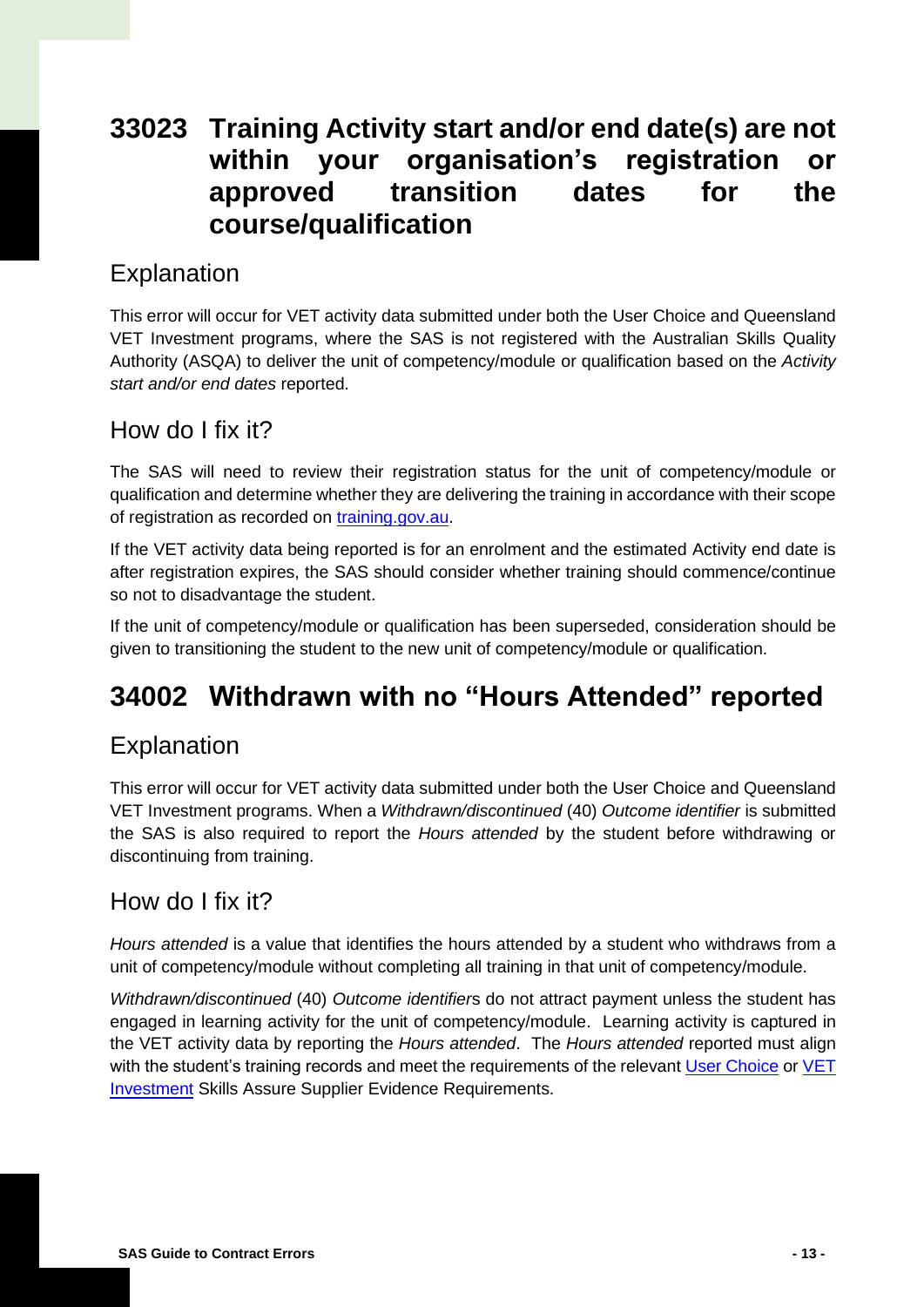# 33023 Training Activity start and/or end date(s) are not within your organisation's registration or approved transition dates for the course/qualification

## Explanation

This error will occur for VET activity data submitted under both the User Choice and Queensland VET Investment programs, where the SAS is not registered with the Australian Skills Quality Authority (ASQA) to deliver the unit of competency/module or qualification based on the *Activity start and/or end dates* reported.

## How do I fix it?

The SAS will need to review their registration status for the unit of competency/module or qualification and determine whether they are delivering the training in accordance with their scope of registration as recorded on [training.gov.au](training.gov.au).

If the VET activity data being reported is for an enrolment and the estimated Activity end date is after registration expires, the SAS should consider whether training should commence/continue so not to disadvantage the student.

If the unit of competency/module or qualification has been superseded, consideration should be given to transitioning the student to the new unit of competency/module or qualification.

# 34002 Withdrawn with no "Hours Attended" reported

## Explanation

This error will occur for VET activity data submitted under both the User Choice and Queensland VET Investment programs. When a *Withdrawn/discontinued* (40) *Outcome identifier* is submitted the SAS is also required to report the *Hours attended* by the student before withdrawing or discontinuing from training.

## How do I fix it?

*Hours attended* is a value that identifies the hours attended by a student who withdraws from a unit of competency/module without completing all training in that unit of competency/module.

*Withdrawn/discontinued* (40) *Outcome identifiers* do not attract payment unless the student has engaged in learning activity for the unit of competency/module. Learning activity is captured in the VET activity data by reporting the *Hours attended*. The *Hours attended* reported must align with the student's training records and meet the requirements of the relevant User Choice or VET Investment Skills Assure Supplier Evidence Requirements.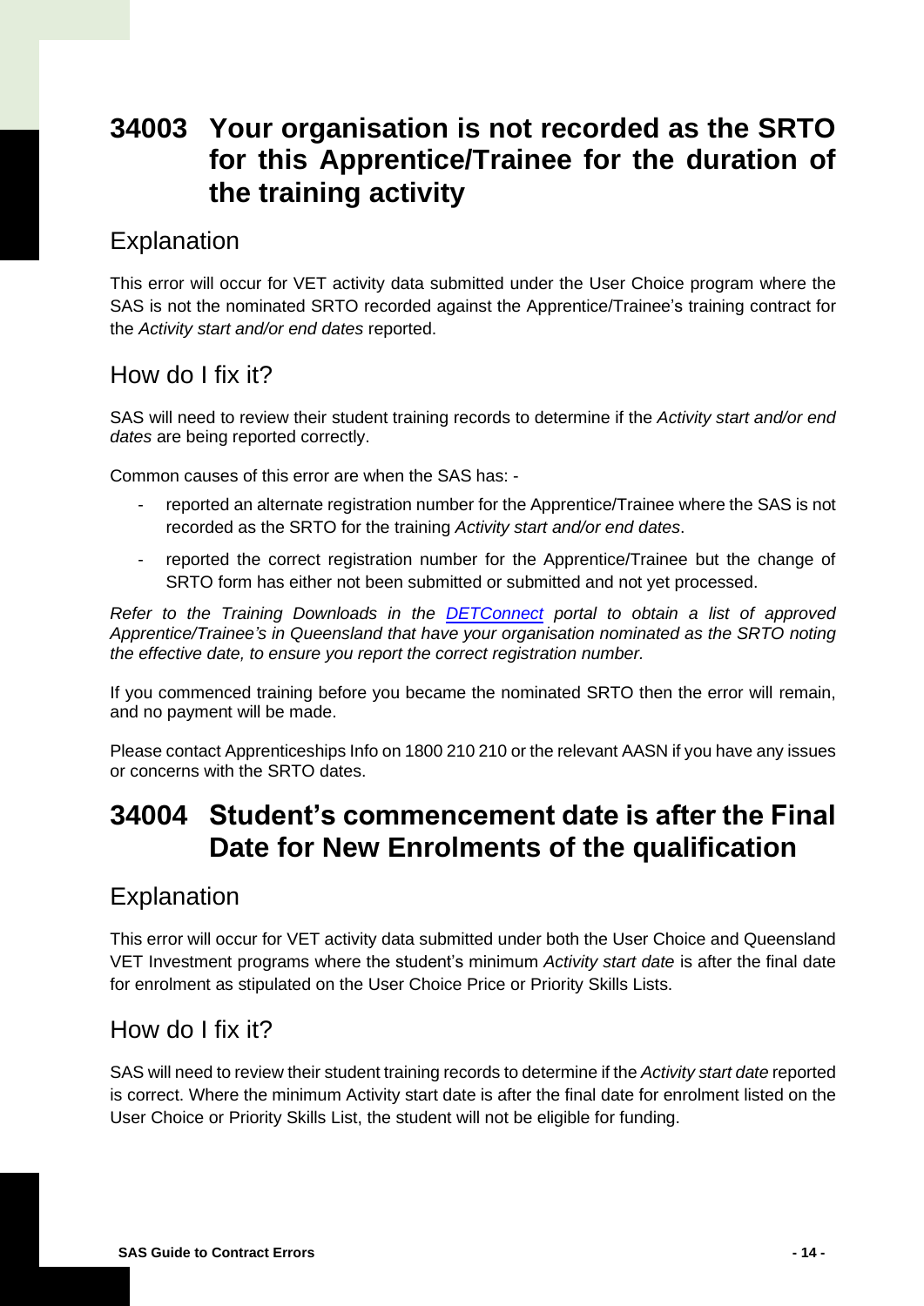# 34003 Your organisation is not recorded as the SRTO for this Apprentice/Trainee for the duration of the training activity

## Explanation

This error will occur for VET activity data submitted under the User Choice program where the SAS is not the nominated SRTO recorded against the Apprentice/Trainee's training contract for the *Activity start and/or end dates* reported.

## How do I fix it?

SAS will need to review their student training records to determine if the *Activity start and/or end dates* are being reported correctly.

Common causes of this error are when the SAS has: -

- reported an alternate registration number for the Apprentice/Trainee where the SAS is not recorded as the SRTO for the training *Activity start and/or end dates*.
- reported the correct registration number for the Apprentice/Trainee but the change of SRTO form has either not been submitted or submitted and not yet processed.

*Refer to the Training Downloads in the [DETConnect](DETConnect) portal to obtain a list of approved Apprentice/Trainee's in Queensland that have your organisation nominated as the SRTO noting the effective date, to ensure you report the correct registration number.*

If you commenced training before you became the nominated SRTO then the error will remain, and no payment will be made.

Please contact Apprenticeships Info on 1800 210 210 or the relevant AASN if you have any issues or concerns with the SRTO dates.

# 34004 Student's commencement date is after the Final Date for New Enrolments of the qualification

## Explanation

This error will occur for VET activity data submitted under both the User Choice and Queensland VET Investment programs where the student's minimum *Activity start date* is after the final date for enrolment as stipulated on the User Choice Price or Priority Skills Lists.

## How do I fix it?

SAS will need to review their student training records to determine if the *Activity start date* reported is correct. Where the minimum Activity start date is after the final date for enrolment listed on the User Choice or Priority Skills List, the student will not be eligible for funding.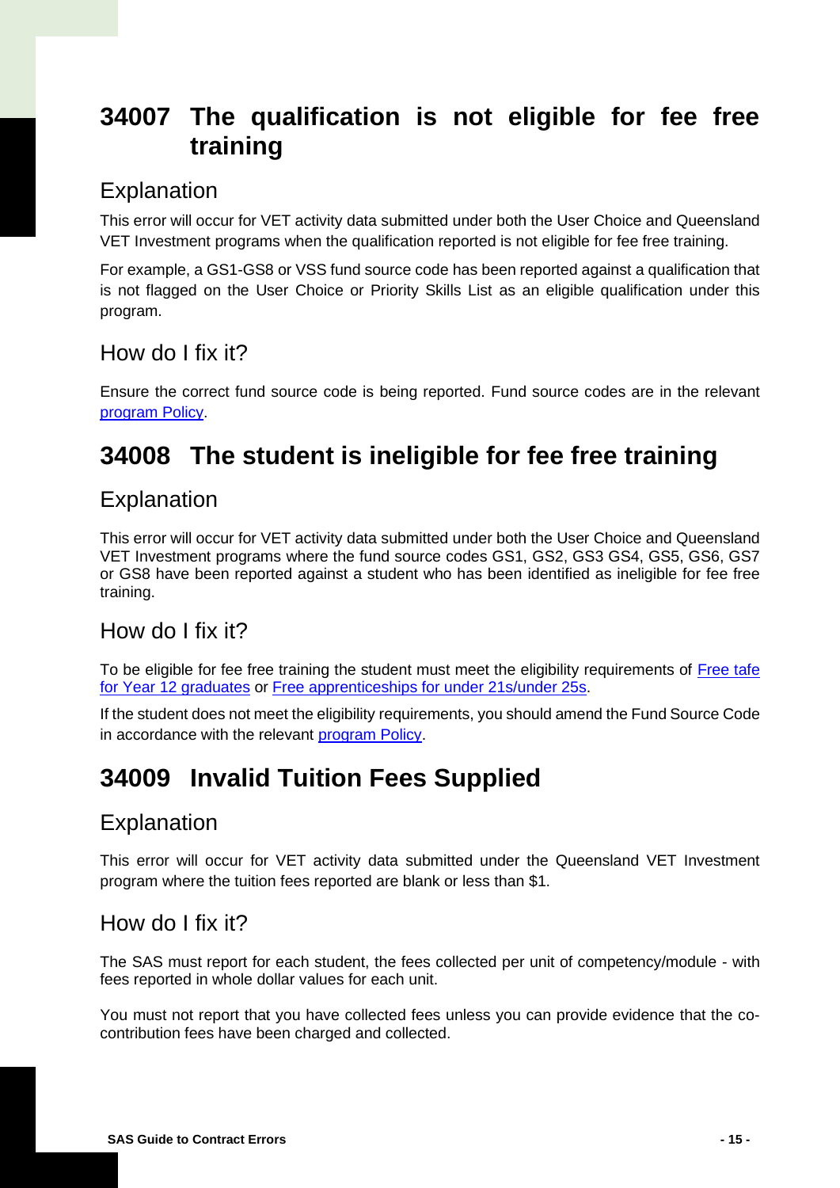# 34007 The qualification is not eligible for fee free training

## Explanation

This error will occur for VET activity data submitted under both the User Choice and Queensland VET Investment programs when the qualification reported is not eligible for fee free training.

For example, a GS1-GS8 or VSS fund source code has been reported against a qualification that is not flagged on the User Choice or Priority Skills List as an eligible qualification under this program.

## How do I fix it?

Ensure the correct fund source code is being reported. Fund source codes are in the relevant program Policy.

# 34008 The student is ineligible for fee free training

## Explanation

This error will occur for VET activity data submitted under both the User Choice and Queensland VET Investment programs where the fund source codes GS1, GS2, GS3 GS4, GS5, GS6, GS7 or GS8 have been reported against a student who has been identified as ineligible for fee free training.

## How do I fix it?

To be eligible for fee free training the student must meet the eligibility requirements of Free tafe for Year 12 graduates or Free apprenticeships for under 21s/under 25s.

If the student does not meet the eligibility requirements, you should amend the Fund Source Code in accordance with the relevant program Policy.

# 34009 Invalid Tuition Fees Supplied

## Explanation

This error will occur for VET activity data submitted under the Queensland VET Investment program where the tuition fees reported are blank or less than $1.

## How do I fix it?

The SAS must report for each student, the fees collected per unit of competency/module - with fees reported in whole dollar values for each unit.

You must not report that you have collected fees unless you can provide evidence that the co-contribution fees have been charged and collected.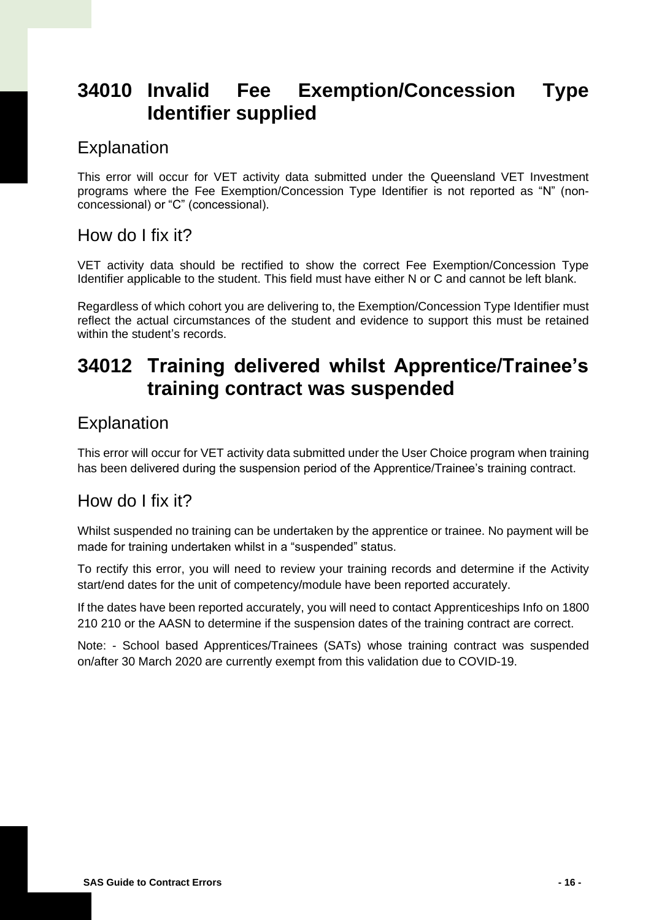## 34010 Invalid Fee Exemption/Concession Type Identifier supplied

### Explanation

This error will occur for VET activity data submitted under the Queensland VET Investment programs where the Fee Exemption/Concession Type Identifier is not reported as "N" (non-concessional) or "C" (concessional).

### How do I fix it?

VET activity data should be rectified to show the correct Fee Exemption/Concession Type Identifier applicable to the student. This field must have either N or C and cannot be left blank.

Regardless of which cohort you are delivering to, the Exemption/Concession Type Identifier must reflect the actual circumstances of the student and evidence to support this must be retained within the student's records.

## 34012 Training delivered whilst Apprentice/Trainee's training contract was suspended

### Explanation

This error will occur for VET activity data submitted under the User Choice program when training has been delivered during the suspension period of the Apprentice/Trainee's training contract.

### How do I fix it?

Whilst suspended no training can be undertaken by the apprentice or trainee. No payment will be made for training undertaken whilst in a "suspended" status.

To rectify this error, you will need to review your training records and determine if the Activity start/end dates for the unit of competency/module have been reported accurately.

If the dates have been reported accurately, you will need to contact Apprenticeships Info on 1800 210 210 or the AASN to determine if the suspension dates of the training contract are correct.

Note: - School based Apprentices/Trainees (SATs) whose training contract was suspended on/after 30 March 2020 are currently exempt from this validation due to COVID-19.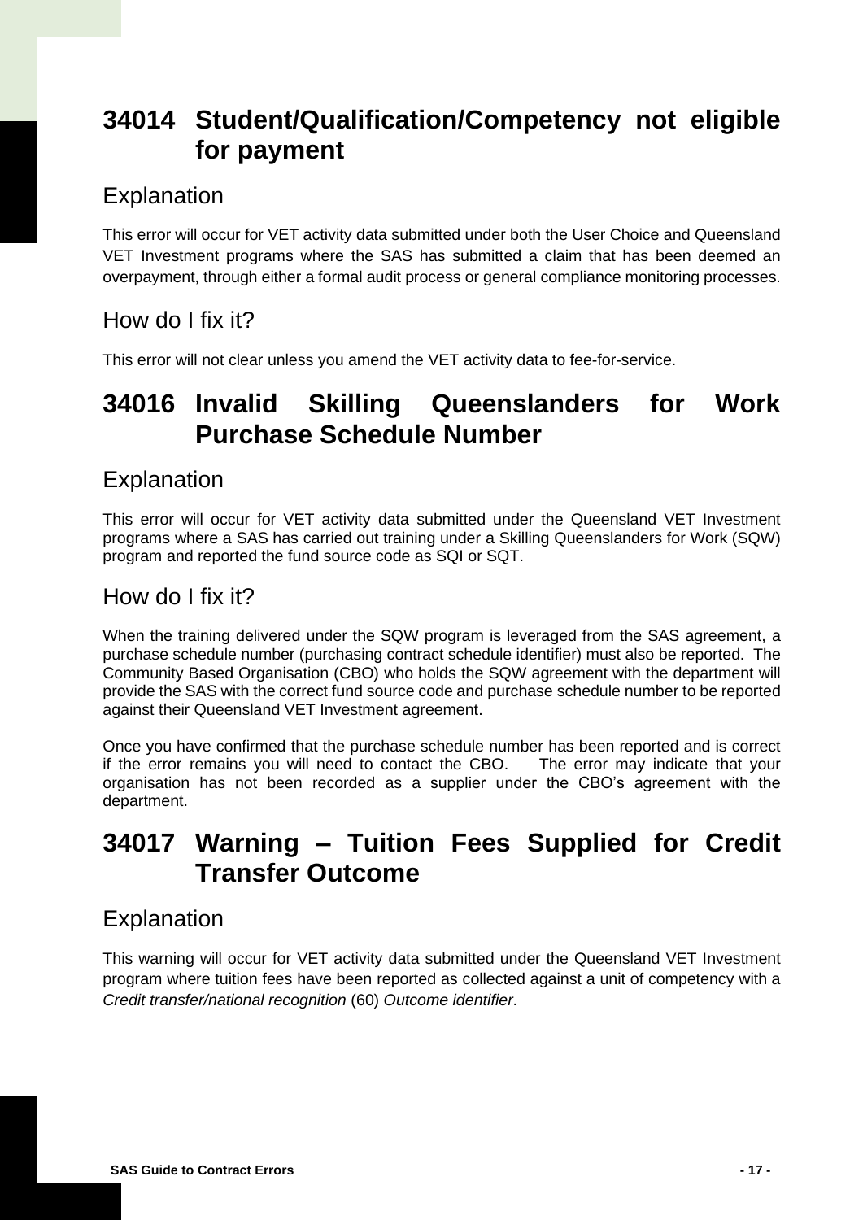## 34014 Student/Qualification/Competency not eligible for payment

### Explanation

This error will occur for VET activity data submitted under both the User Choice and Queensland VET Investment programs where the SAS has submitted a claim that has been deemed an overpayment, through either a formal audit process or general compliance monitoring processes.

### How do I fix it?

This error will not clear unless you amend the VET activity data to fee-for-service.

## 34016 Invalid Skilling Queenslanders for Work Purchase Schedule Number

### Explanation

This error will occur for VET activity data submitted under the Queensland VET Investment programs where a SAS has carried out training under a Skilling Queenslanders for Work (SQW) program and reported the fund source code as SQI or SQT.

### How do I fix it?

When the training delivered under the SQW program is leveraged from the SAS agreement, a purchase schedule number (purchasing contract schedule identifier) must also be reported. The Community Based Organisation (CBO) who holds the SQW agreement with the department will provide the SAS with the correct fund source code and purchase schedule number to be reported against their Queensland VET Investment agreement.

Once you have confirmed that the purchase schedule number has been reported and is correct if the error remains you will need to contact the CBO. The error may indicate that your organisation has not been recorded as a supplier under the CBO's agreement with the department.

## 34017 Warning – Tuition Fees Supplied for Credit Transfer Outcome

### Explanation

This warning will occur for VET activity data submitted under the Queensland VET Investment program where tuition fees have been reported as collected against a unit of competency with a *Credit transfer/national recognition* (60) *Outcome identifier*.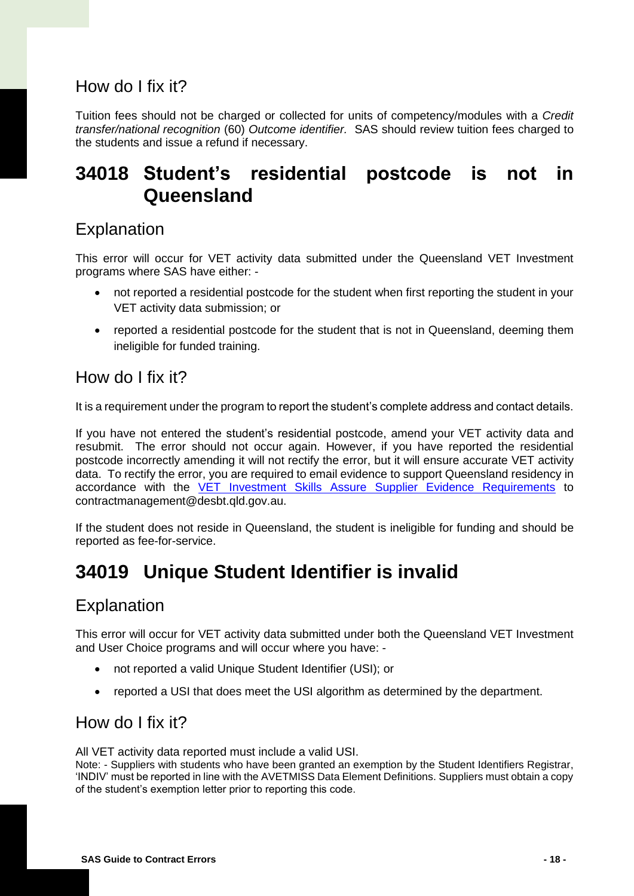## How do I fix it?

Tuition fees should not be charged or collected for units of competency/modules with a *Credit transfer/national recognition* (60) *Outcome identifier.* SAS should review tuition fees charged to the students and issue a refund if necessary.

# 34018 Student's residential postcode is not in Queensland

## Explanation

This error will occur for VET activity data submitted under the Queensland VET Investment programs where SAS have either: -

- not reported a residential postcode for the student when first reporting the student in your VET activity data submission; or
- reported a residential postcode for the student that is not in Queensland, deeming them ineligible for funded training.

## How do I fix it?

It is a requirement under the program to report the student's complete address and contact details.

If you have not entered the student's residential postcode, amend your VET activity data and resubmit. The error should not occur again. However, if you have reported the residential postcode incorrectly amending it will not rectify the error, but it will ensure accurate VET activity data. To rectify the error, you are required to email evidence to support Queensland residency in accordance with the VET Investment Skills Assure Supplier Evidence Requirements to contractmanagement@desbt.qld.gov.au.

If the student does not reside in Queensland, the student is ineligible for funding and should be reported as fee-for-service.

# 34019 Unique Student Identifier is invalid

## Explanation

This error will occur for VET activity data submitted under both the Queensland VET Investment and User Choice programs and will occur where you have: -

- not reported a valid Unique Student Identifier (USI); or
- reported a USI that does meet the USI algorithm as determined by the department.

## How do I fix it?

All VET activity data reported must include a valid USI.

Note: - Suppliers with students who have been granted an exemption by the Student Identifiers Registrar, 'INDIV' must be reported in line with the AVETMISS Data Element Definitions. Suppliers must obtain a copy of the student's exemption letter prior to reporting this code.